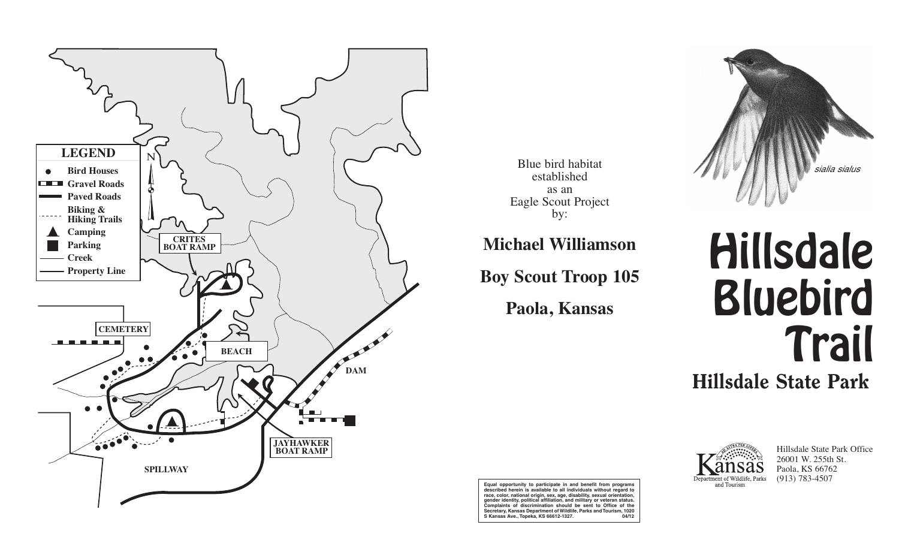**LEGEND**

- Bird Houses
- Gravel Roads
- Paved Roads
- Biking & Hiking Trails
- Camping
- Parking
- Creek
- Property Line

N

CRITES BOAT RAMP

CEMETERY

BEACH

DAM

JAYHAWKER BOAT RAMP

SPILLWAY

Blue bird habitat established as an Eagle Scout Project by:

**Michael Williamson**

**Boy Scout Troop 105**

**Paola, Kansas**

**Equal opportunity to participate in and benefit from programs described herein is available to all individuals without regard to race, color, national origin, sex, age, disability, sexual orientation, gender identity, political affiliation, and military or veteran status. Complaints of discrimination should be sent to Office of the Secretary, Kansas Department of Wildlife, Parks and Tourism, 1020 S Kansas Ave., Topeka, KS 66612-1327. 04/12**

*sialia sialus*

# Hillsdale Bluebird Trail

## Hillsdale State Park

Kansas Department of Wildlife, Parks and Tourism

Hillsdale State Park Office
26001 W. 255th St.
Paola, KS 66762
(913) 783-4507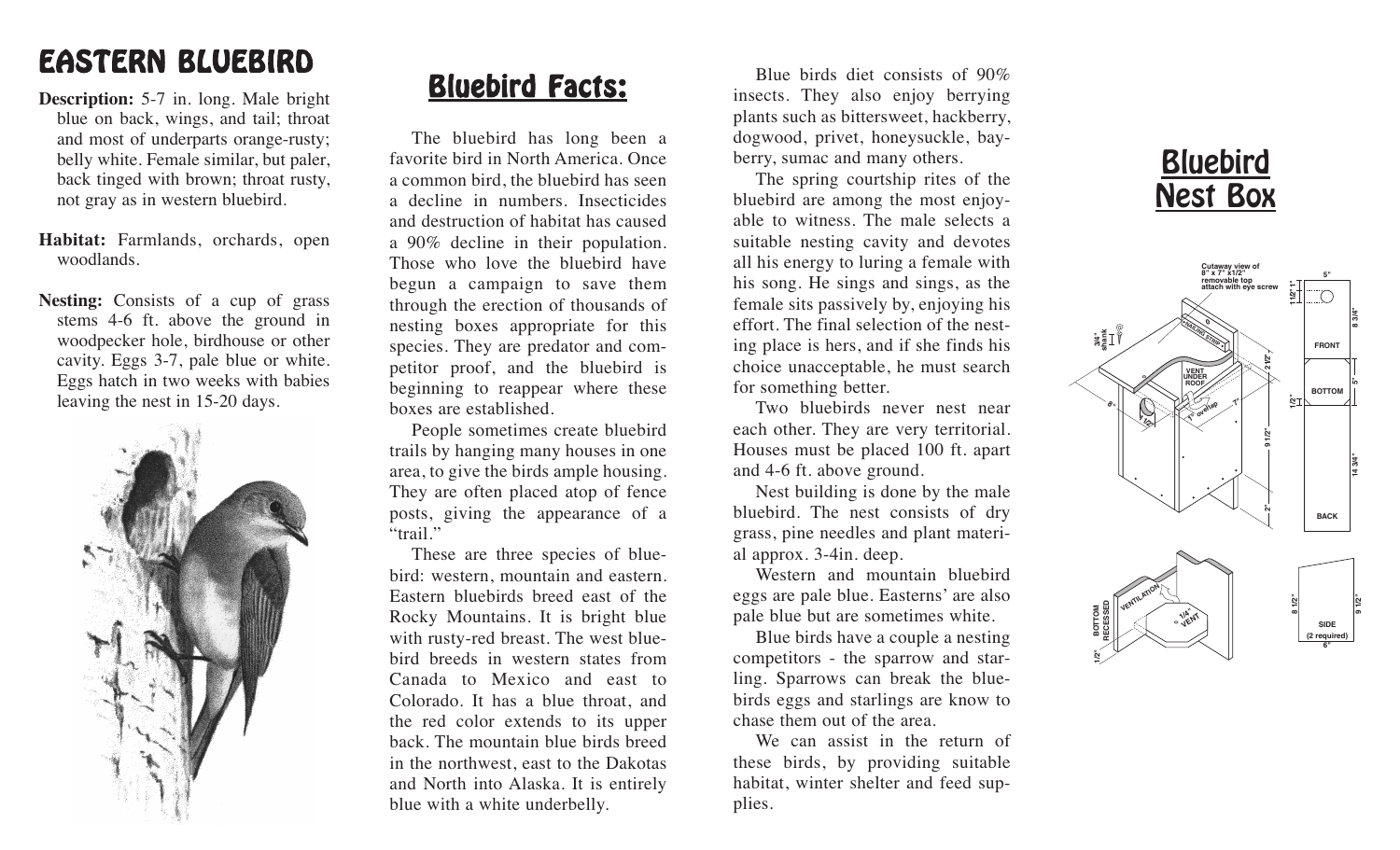# EASTERN BLUEBIRD

**Description:** 5-7 in. long. Male bright blue on back, wings, and tail; throat and most of underparts orange-rusty; belly white. Female similar, but paler, back tinged with brown; throat rusty, not gray as in western bluebird.

**Habitat:** Farmlands, orchards, open woodlands.

**Nesting:** Consists of a cup of grass stems 4-6 ft. above the ground in woodpecker hole, birdhouse or other cavity. Eggs 3-7, pale blue or white. Eggs hatch in two weeks with babies leaving the nest in 15-20 days.

## Bluebird Facts:

The bluebird has long been a favorite bird in North America. Once a common bird, the bluebird has seen a decline in numbers. Insecticides and destruction of habitat has caused a 90% decline in their population. Those who love the bluebird have begun a campaign to save them through the erection of thousands of nesting boxes appropriate for this species. They are predator and competitor proof, and the bluebird is beginning to reappear where these boxes are established.

People sometimes create bluebird trails by hanging many houses in one area, to give the birds ample housing. They are often placed atop of fence posts, giving the appearance of a "trail."

These are three species of bluebird: western, mountain and eastern. Eastern bluebirds breed east of the Rocky Mountains. It is bright blue with rusty-red breast. The west bluebird breeds in western states from Canada to Mexico and east to Colorado. It has a blue throat, and the red color extends to its upper back. The mountain blue birds breed in the northwest, east to the Dakotas and North into Alaska. It is entirely blue with a white underbelly.

Blue birds diet consists of 90% insects. They also enjoy berrying plants such as bittersweet, hackberry, dogwood, privet, honeysuckle, bayberry, sumac and many others.

The spring courtship rites of the bluebird are among the most enjoyable to witness. The male selects a suitable nesting cavity and devotes all his energy to luring a female with his song. He sings and sings, as the female sits passively by, enjoying his effort. The final selection of the nesting place is hers, and if she finds his choice unacceptable, he must search for something better.

Two bluebirds never nest near each other. They are very territorial. Houses must be placed 100 ft. apart and 4-6 ft. above ground.

Nest building is done by the male bluebird. The nest consists of dry grass, pine needles and plant material approx. 3-4in. deep.

Western and mountain bluebird eggs are pale blue. Easterns' are also pale blue but are sometimes white.

Blue birds have a couple a nesting competitors - the sparrow and starling. Sparrows can break the bluebirds eggs and starlings are know to chase them out of the area.

We can assist in the return of these birds, by providing suitable habitat, winter shelter and feed supplies.

## Bluebird Nest Box

Cutaway view of 8" x 7" x1/2" removable top attach with eye screw

3/4" shank

CAULKING STRIP

VENT UNDER ROOF

6"

1 1/2"

1" overlap

7"

2 1/2"

9 1/2"

2"

5"

1 1/2" 1"

8 3/4"

FRONT

5"

1/2"

BOTTOM

14 3/4"

BACK

BOTTOM RECESSED

1/2"

VENTILATION

1/4" VENT

8 1/2"

9 1/2"

SIDE (2 required)

6"